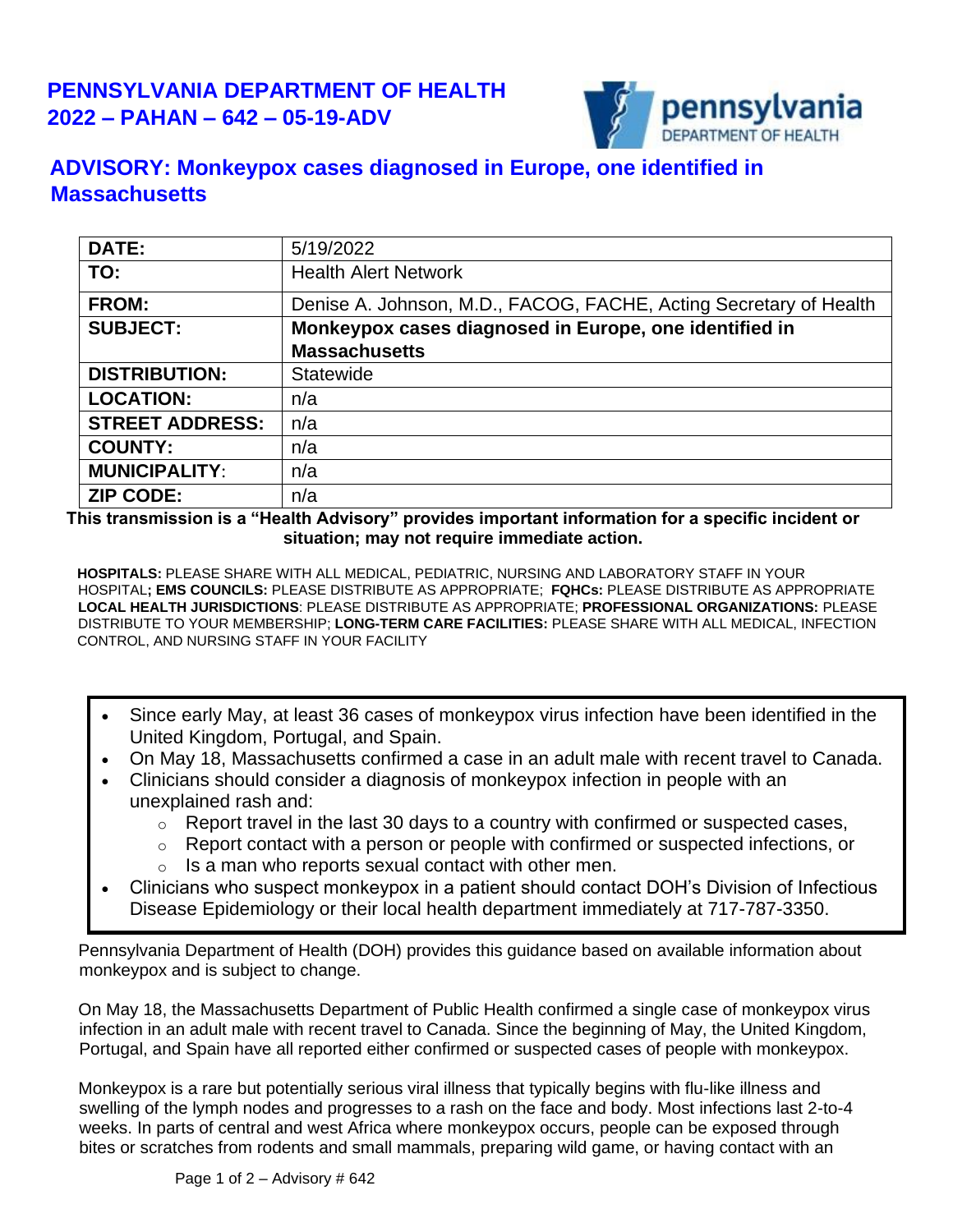# PENNSYLVANIA DEPARTMENT OF HEALTH
# 2022 – PAHAN – 642 – 05-19-ADV

## ADVISORY: Monkeypox cases diagnosed in Europe, one identified in Massachusetts

| | |
|---|---|
| **DATE:** | 5/19/2022 |
| **TO:** | Health Alert Network |
| **FROM:** | Denise A. Johnson, M.D., FACOG, FACHE, Acting Secretary of Health |
| **SUBJECT:** | **Monkeypox cases diagnosed in Europe, one identified in Massachusetts** |
| **DISTRIBUTION:** | Statewide |
| **LOCATION:** | n/a |
| **STREET ADDRESS:** | n/a |
| **COUNTY:** | n/a |
| **MUNICIPALITY:** | n/a |
| **ZIP CODE:** | n/a |

**This transmission is a "Health Advisory" provides important information for a specific incident or situation; may not require immediate action.**

**HOSPITALS:** PLEASE SHARE WITH ALL MEDICAL, PEDIATRIC, NURSING AND LABORATORY STAFF IN YOUR HOSPITAL**; EMS COUNCILS:** PLEASE DISTRIBUTE AS APPROPRIATE; **FQHCs:** PLEASE DISTRIBUTE AS APPROPRIATE **LOCAL HEALTH JURISDICTIONS**: PLEASE DISTRIBUTE AS APPROPRIATE; **PROFESSIONAL ORGANIZATIONS:** PLEASE DISTRIBUTE TO YOUR MEMBERSHIP; **LONG-TERM CARE FACILITIES:** PLEASE SHARE WITH ALL MEDICAL, INFECTION CONTROL, AND NURSING STAFF IN YOUR FACILITY

- Since early May, at least 36 cases of monkeypox virus infection have been identified in the United Kingdom, Portugal, and Spain.
- On May 18, Massachusetts confirmed a case in an adult male with recent travel to Canada.
- Clinicians should consider a diagnosis of monkeypox infection in people with an unexplained rash and:
  - Report travel in the last 30 days to a country with confirmed or suspected cases,
  - Report contact with a person or people with confirmed or suspected infections, or
  - Is a man who reports sexual contact with other men.
- Clinicians who suspect monkeypox in a patient should contact DOH's Division of Infectious Disease Epidemiology or their local health department immediately at 717-787-3350.

Pennsylvania Department of Health (DOH) provides this guidance based on available information about monkeypox and is subject to change.

On May 18, the Massachusetts Department of Public Health confirmed a single case of monkeypox virus infection in an adult male with recent travel to Canada. Since the beginning of May, the United Kingdom, Portugal, and Spain have all reported either confirmed or suspected cases of people with monkeypox.

Monkeypox is a rare but potentially serious viral illness that typically begins with flu-like illness and swelling of the lymph nodes and progresses to a rash on the face and body. Most infections last 2-to-4 weeks. In parts of central and west Africa where monkeypox occurs, people can be exposed through bites or scratches from rodents and small mammals, preparing wild game, or having contact with an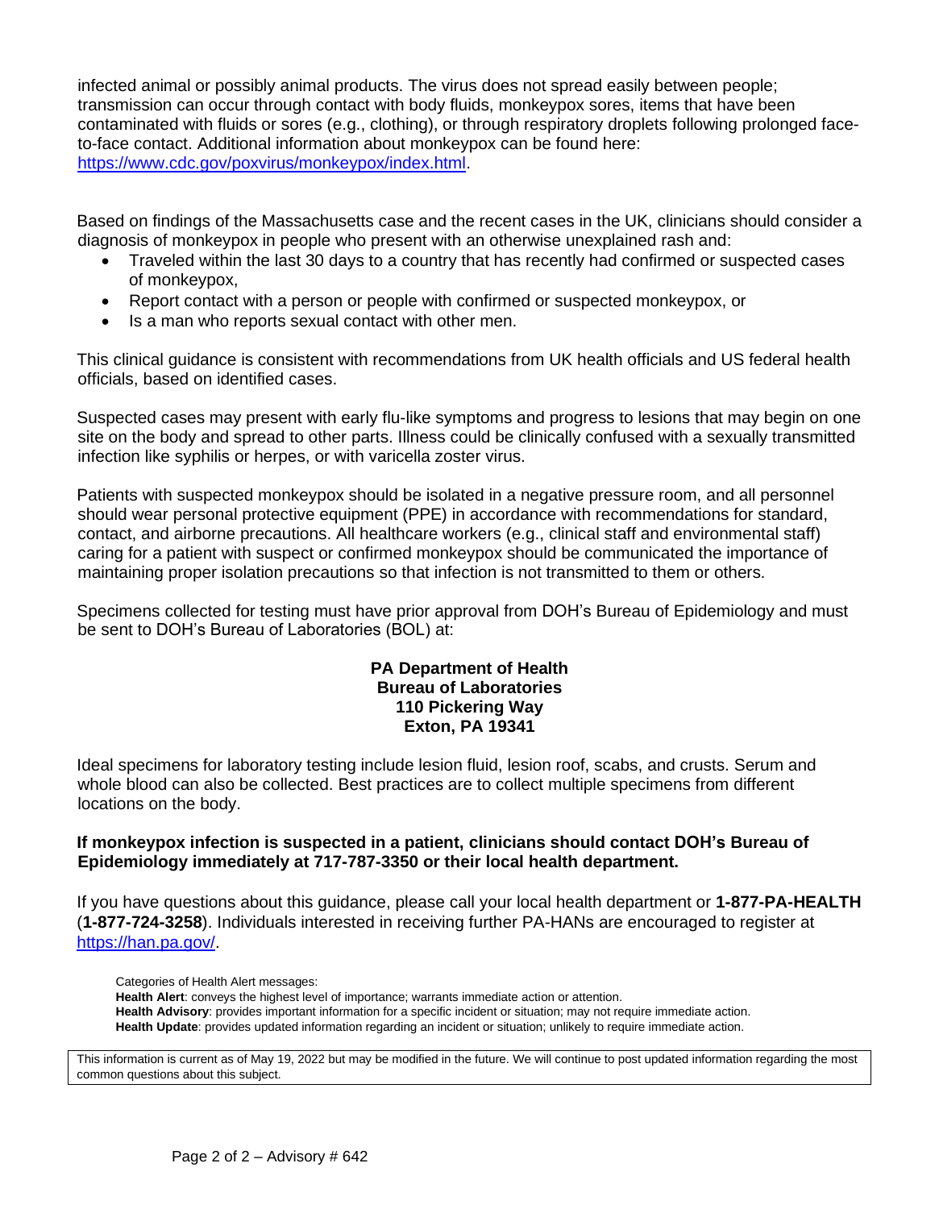infected animal or possibly animal products. The virus does not spread easily between people; transmission can occur through contact with body fluids, monkeypox sores, items that have been contaminated with fluids or sores (e.g., clothing), or through respiratory droplets following prolonged face-to-face contact. Additional information about monkeypox can be found here: https://www.cdc.gov/poxvirus/monkeypox/index.html.

Based on findings of the Massachusetts case and the recent cases in the UK, clinicians should consider a diagnosis of monkeypox in people who present with an otherwise unexplained rash and:

- Traveled within the last 30 days to a country that has recently had confirmed or suspected cases of monkeypox,
- Report contact with a person or people with confirmed or suspected monkeypox, or
- Is a man who reports sexual contact with other men.

This clinical guidance is consistent with recommendations from UK health officials and US federal health officials, based on identified cases.

Suspected cases may present with early flu-like symptoms and progress to lesions that may begin on one site on the body and spread to other parts. Illness could be clinically confused with a sexually transmitted infection like syphilis or herpes, or with varicella zoster virus.

Patients with suspected monkeypox should be isolated in a negative pressure room, and all personnel should wear personal protective equipment (PPE) in accordance with recommendations for standard, contact, and airborne precautions. All healthcare workers (e.g., clinical staff and environmental staff) caring for a patient with suspect or confirmed monkeypox should be communicated the importance of maintaining proper isolation precautions so that infection is not transmitted to them or others.

Specimens collected for testing must have prior approval from DOH's Bureau of Epidemiology and must be sent to DOH's Bureau of Laboratories (BOL) at:

**PA Department of Health**
**Bureau of Laboratories**
**110 Pickering Way**
**Exton, PA 19341**

Ideal specimens for laboratory testing include lesion fluid, lesion roof, scabs, and crusts. Serum and whole blood can also be collected. Best practices are to collect multiple specimens from different locations on the body.

**If monkeypox infection is suspected in a patient, clinicians should contact DOH's Bureau of Epidemiology immediately at 717-787-3350 or their local health department.**

If you have questions about this guidance, please call your local health department or **1-877-PA-HEALTH** (**1-877-724-3258**). Individuals interested in receiving further PA-HANs are encouraged to register at https://han.pa.gov/.

Categories of Health Alert messages:
**Health Alert**: conveys the highest level of importance; warrants immediate action or attention.
**Health Advisory**: provides important information for a specific incident or situation; may not require immediate action.
**Health Update**: provides updated information regarding an incident or situation; unlikely to require immediate action.

This information is current as of May 19, 2022 but may be modified in the future. We will continue to post updated information regarding the most common questions about this subject.